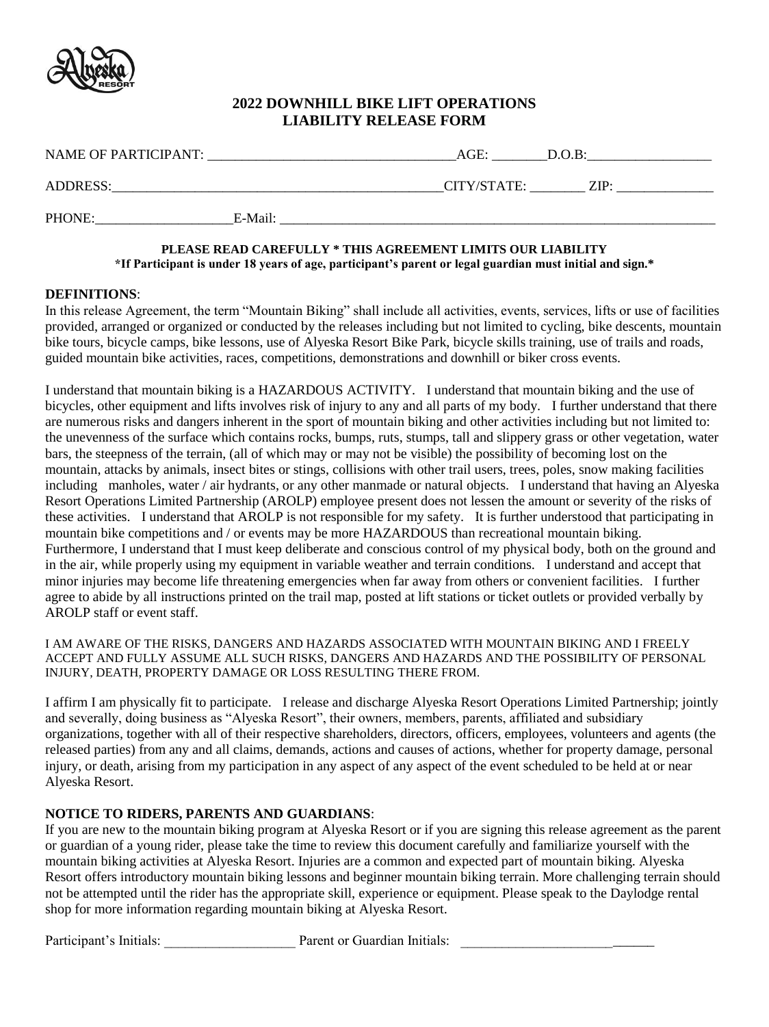## 2022 DOWNHILL BIKE LIFT OPERATIONS
## LIABILITY RELEASE FORM

NAME OF PARTICIPANT: ___________________________________AGE: ________D.O.B:__________________

ADDRESS:________________________________________________CITY/STATE: ________ ZIP: ______________

PHONE:____________________E-Mail: _________________________________________________________________

**PLEASE READ CAREFULLY * THIS AGREEMENT LIMITS OUR LIABILITY**
***If Participant is under 18 years of age, participant's parent or legal guardian must initial and sign.***

**DEFINITIONS**:

In this release Agreement, the term "Mountain Biking" shall include all activities, events, services, lifts or use of facilities provided, arranged or organized or conducted by the releases including but not limited to cycling, bike descents, mountain bike tours, bicycle camps, bike lessons, use of Alyeska Resort Bike Park, bicycle skills training, use of trails and roads, guided mountain bike activities, races, competitions, demonstrations and downhill or biker cross events.

I understand that mountain biking is a HAZARDOUS ACTIVITY. I understand that mountain biking and the use of bicycles, other equipment and lifts involves risk of injury to any and all parts of my body. I further understand that there are numerous risks and dangers inherent in the sport of mountain biking and other activities including but not limited to: the unevenness of the surface which contains rocks, bumps, ruts, stumps, tall and slippery grass or other vegetation, water bars, the steepness of the terrain, (all of which may or may not be visible) the possibility of becoming lost on the mountain, attacks by animals, insect bites or stings, collisions with other trail users, trees, poles, snow making facilities including manholes, water / air hydrants, or any other manmade or natural objects. I understand that having an Alyeska Resort Operations Limited Partnership (AROLP) employee present does not lessen the amount or severity of the risks of these activities. I understand that AROLP is not responsible for my safety. It is further understood that participating in mountain bike competitions and / or events may be more HAZARDOUS than recreational mountain biking. Furthermore, I understand that I must keep deliberate and conscious control of my physical body, both on the ground and in the air, while properly using my equipment in variable weather and terrain conditions. I understand and accept that minor injuries may become life threatening emergencies when far away from others or convenient facilities. I further agree to abide by all instructions printed on the trail map, posted at lift stations or ticket outlets or provided verbally by AROLP staff or event staff.

I AM AWARE OF THE RISKS, DANGERS AND HAZARDS ASSOCIATED WITH MOUNTAIN BIKING AND I FREELY ACCEPT AND FULLY ASSUME ALL SUCH RISKS, DANGERS AND HAZARDS AND THE POSSIBILITY OF PERSONAL INJURY, DEATH, PROPERTY DAMAGE OR LOSS RESULTING THERE FROM.

I affirm I am physically fit to participate. I release and discharge Alyeska Resort Operations Limited Partnership; jointly and severally, doing business as "Alyeska Resort", their owners, members, parents, affiliated and subsidiary organizations, together with all of their respective shareholders, directors, officers, employees, volunteers and agents (the released parties) from any and all claims, demands, actions and causes of actions, whether for property damage, personal injury, or death, arising from my participation in any aspect of any aspect of the event scheduled to be held at or near Alyeska Resort.

**NOTICE TO RIDERS, PARENTS AND GUARDIANS**:

If you are new to the mountain biking program at Alyeska Resort or if you are signing this release agreement as the parent or guardian of a young rider, please take the time to review this document carefully and familiarize yourself with the mountain biking activities at Alyeska Resort. Injuries are a common and expected part of mountain biking. Alyeska Resort offers introductory mountain biking lessons and beginner mountain biking terrain. More challenging terrain should not be attempted until the rider has the appropriate skill, experience or equipment. Please speak to the Daylodge rental shop for more information regarding mountain biking at Alyeska Resort.

Participant's Initials: ___________________ Parent or Guardian Initials: ____________________________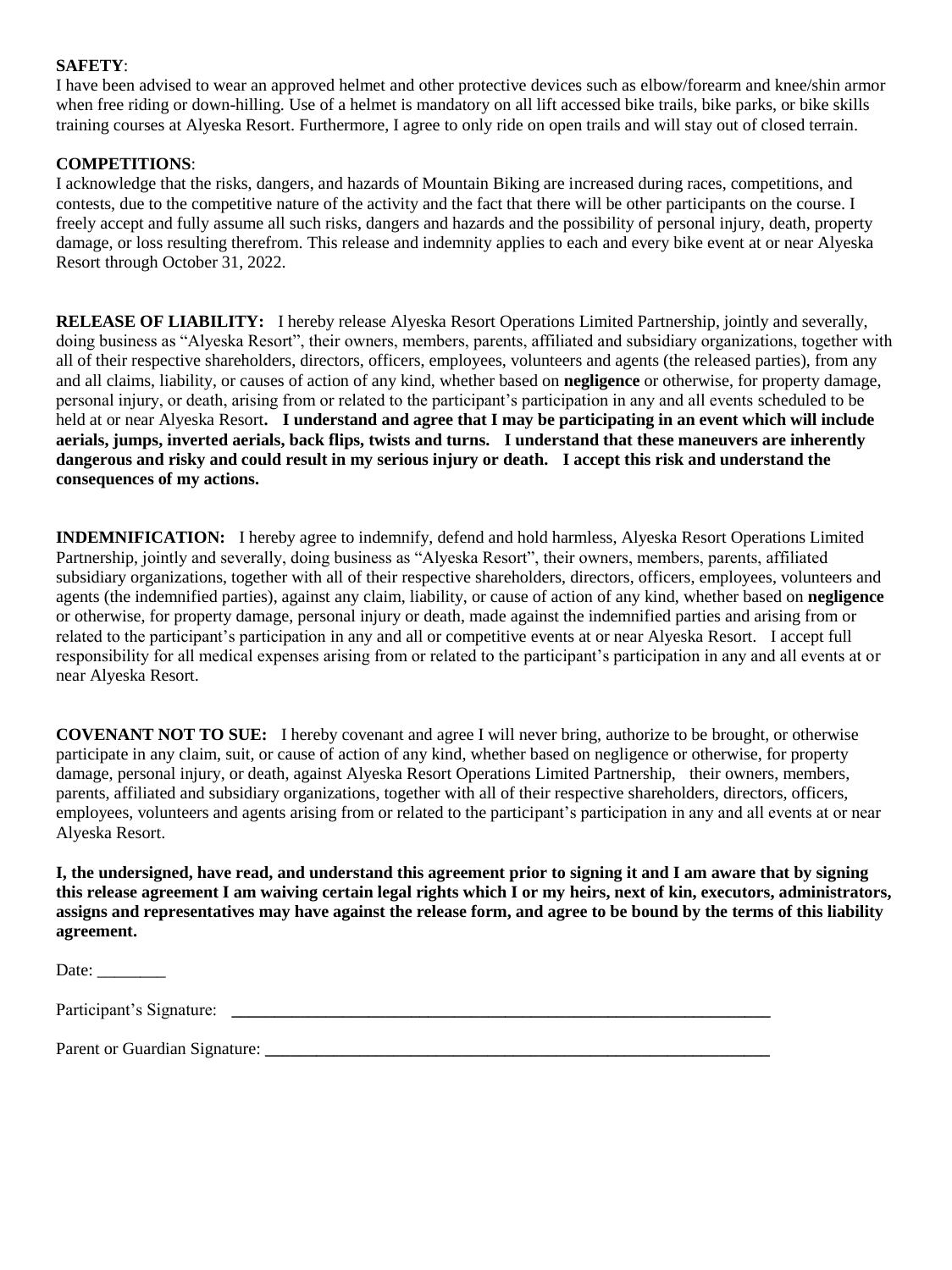**SAFETY**:
I have been advised to wear an approved helmet and other protective devices such as elbow/forearm and knee/shin armor when free riding or down-hilling. Use of a helmet is mandatory on all lift accessed bike trails, bike parks, or bike skills training courses at Alyeska Resort. Furthermore, I agree to only ride on open trails and will stay out of closed terrain.

**COMPETITIONS**:
I acknowledge that the risks, dangers, and hazards of Mountain Biking are increased during races, competitions, and contests, due to the competitive nature of the activity and the fact that there will be other participants on the course. I freely accept and fully assume all such risks, dangers and hazards and the possibility of personal injury, death, property damage, or loss resulting therefrom. This release and indemnity applies to each and every bike event at or near Alyeska Resort through October 31, 2022.

**RELEASE OF LIABILITY:** I hereby release Alyeska Resort Operations Limited Partnership, jointly and severally, doing business as "Alyeska Resort", their owners, members, parents, affiliated and subsidiary organizations, together with all of their respective shareholders, directors, officers, employees, volunteers and agents (the released parties), from any and all claims, liability, or causes of action of any kind, whether based on **negligence** or otherwise, for property damage, personal injury, or death, arising from or related to the participant's participation in any and all events scheduled to be held at or near Alyeska Resort**. I understand and agree that I may be participating in an event which will include aerials, jumps, inverted aerials, back flips, twists and turns. I understand that these maneuvers are inherently dangerous and risky and could result in my serious injury or death. I accept this risk and understand the consequences of my actions.**

**INDEMNIFICATION:** I hereby agree to indemnify, defend and hold harmless, Alyeska Resort Operations Limited Partnership, jointly and severally, doing business as "Alyeska Resort", their owners, members, parents, affiliated subsidiary organizations, together with all of their respective shareholders, directors, officers, employees, volunteers and agents (the indemnified parties), against any claim, liability, or cause of action of any kind, whether based on **negligence** or otherwise, for property damage, personal injury or death, made against the indemnified parties and arising from or related to the participant's participation in any and all or competitive events at or near Alyeska Resort. I accept full responsibility for all medical expenses arising from or related to the participant's participation in any and all events at or near Alyeska Resort.

**COVENANT NOT TO SUE:** I hereby covenant and agree I will never bring, authorize to be brought, or otherwise participate in any claim, suit, or cause of action of any kind, whether based on negligence or otherwise, for property damage, personal injury, or death, against Alyeska Resort Operations Limited Partnership, their owners, members, parents, affiliated and subsidiary organizations, together with all of their respective shareholders, directors, officers, employees, volunteers and agents arising from or related to the participant's participation in any and all events at or near Alyeska Resort.

**I, the undersigned, have read, and understand this agreement prior to signing it and I am aware that by signing this release agreement I am waiving certain legal rights which I or my heirs, next of kin, executors, administrators, assigns and representatives may have against the release form, and agree to be bound by the terms of this liability agreement.**

Date: ________

Participant's Signature: ________________________________________________

Parent or Guardian Signature: ________________________________________________